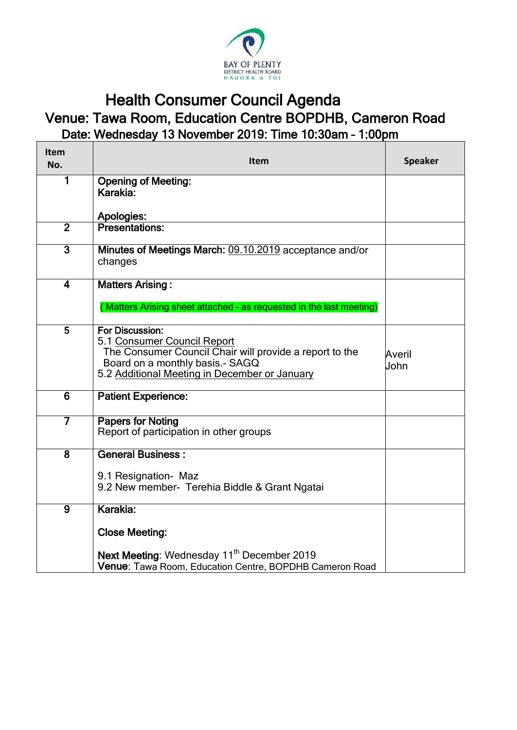BAY OF PLENTY
DISTRICT HEALTH BOARD
HAUORA A TOI

# Health Consumer Council Agenda

## Venue: Tawa Room, Education Centre BOPDHB, Cameron Road

### Date: Wednesday 13 November 2019: Time 10:30am – 1:00pm

| Item No. | Item | Speaker |
|---|---|---|
| 1 | **Opening of Meeting:**<br>**Karakia:**<br><br>**Apologies:** | |
| 2 | **Presentations:** | |
| 3 | **Minutes of Meetings March:** 09.10.2019 acceptance and/or changes | |
| 4 | **Matters Arising :**<br><br>( Matters Arising sheet attached - as requested in the last meeting) | |
| 5 | **For Discussion:**<br>5.1 Consumer Council Report<br>The Consumer Council Chair will provide a report to the Board on a monthly basis.- SAGQ<br>5.2 Additional Meeting in December or January | Averil<br>John |
| 6 | **Patient Experience:** | |
| 7 | **Papers for Noting**<br>Report of participation in other groups | |
| 8 | **General Business :**<br><br>9.1 Resignation- Maz<br>9.2 New member- Terehia Biddle & Grant Ngatai | |
| 9 | **Karakia:**<br><br>**Close Meeting:**<br><br>**Next Meeting**: Wednesday 11th December 2019<br>**Venue**: Tawa Room, Education Centre, BOPDHB Cameron Road | |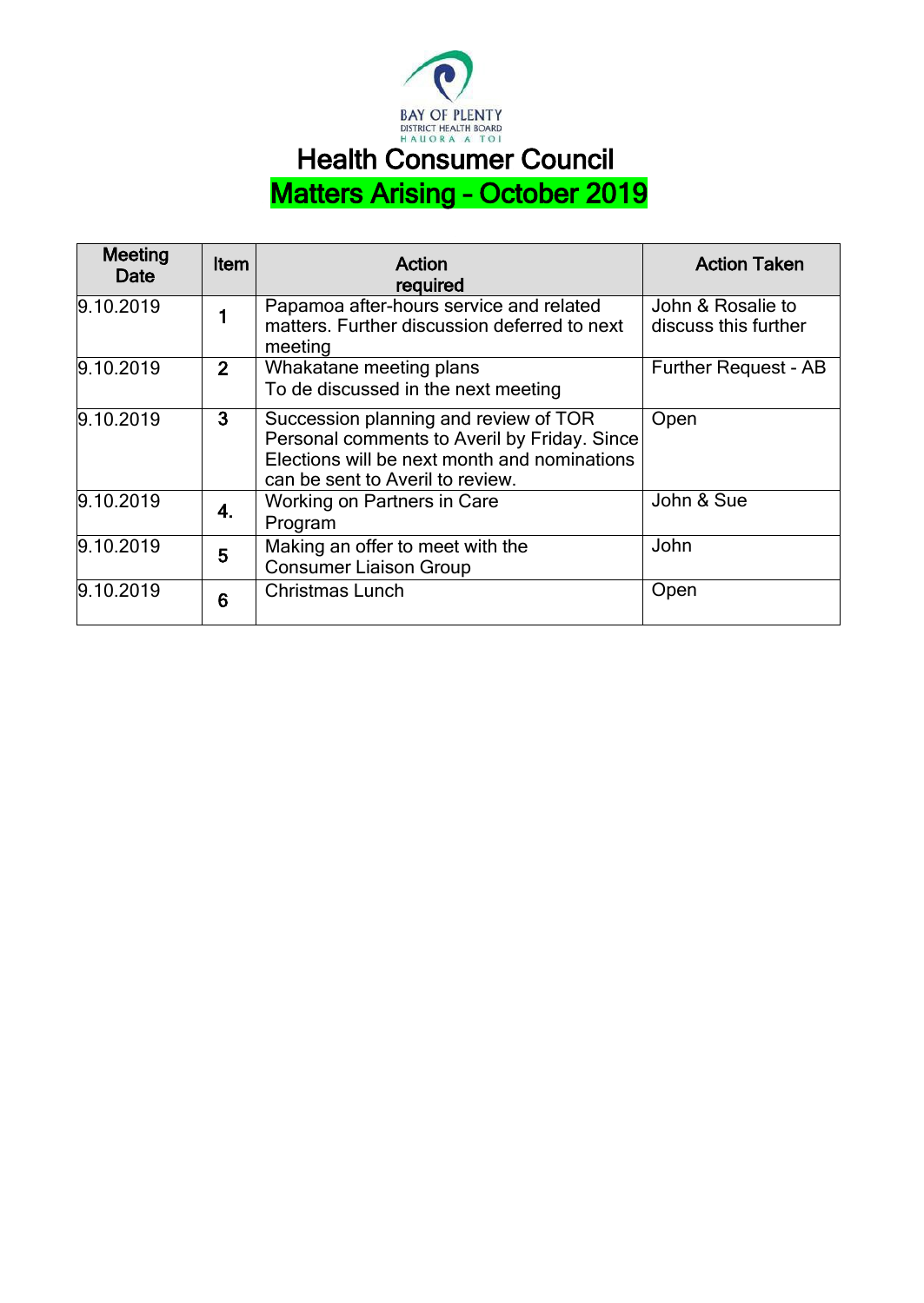BAY OF PLENTY
DISTRICT HEALTH BOARD
HAUORA A TOI

# Health Consumer Council

## Matters Arising - October 2019

| Meeting Date | Item | Action required | Action Taken |
|---|---|---|---|
| 9.10.2019 | 1 | Papamoa after-hours service and related matters. Further discussion deferred to next meeting | John & Rosalie to discuss this further |
| 9.10.2019 | 2 | Whakatane meeting plans<br>To de discussed in the next meeting | Further Request - AB |
| 9.10.2019 | 3 | Succession planning and review of TOR<br>Personal comments to Averil by Friday. Since Elections will be next month and nominations can be sent to Averil to review. | Open |
| 9.10.2019 | 4. | Working on Partners in Care Program | John & Sue |
| 9.10.2019 | 5 | Making an offer to meet with the Consumer Liaison Group | John |
| 9.10.2019 | 6 | Christmas Lunch | Open |